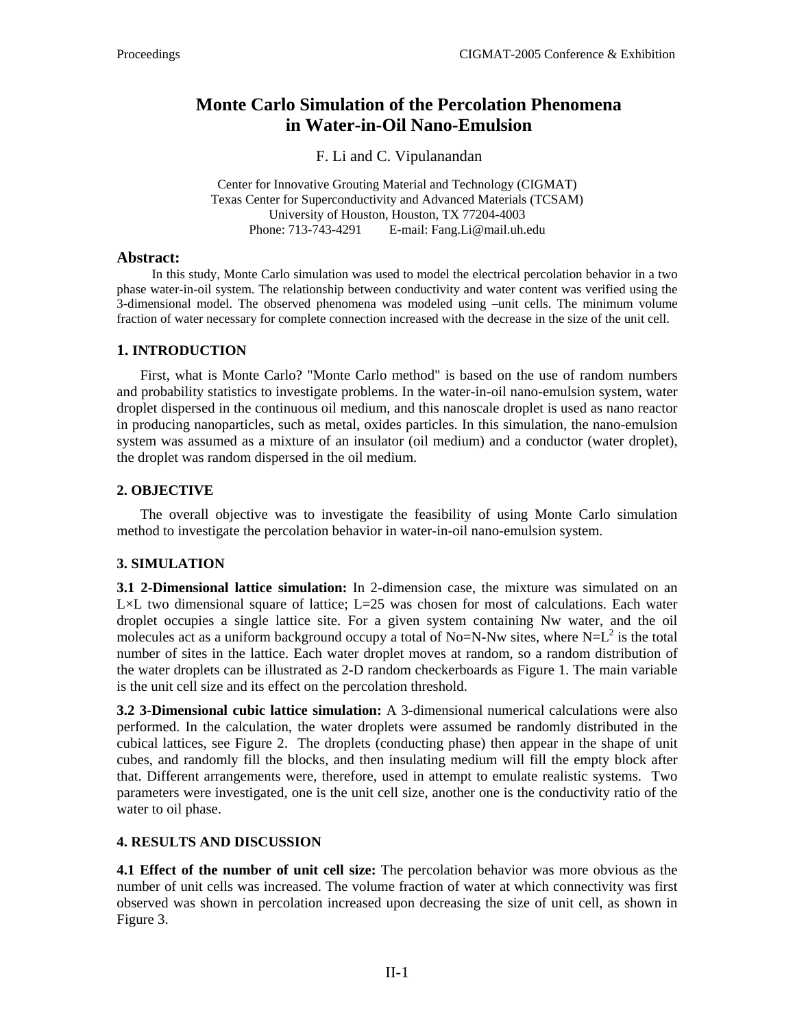# Monte Carlo Simulation of the Percolation Phenomena in Water-in-Oil Nano-Emulsion

F. Li and C. Vipulanandan

Center for Innovative Grouting Material and Technology (CIGMAT)
Texas Center for Superconductivity and Advanced Materials (TCSAM)
University of Houston, Houston, TX 77204-4003
Phone: 713-743-4291 E-mail: Fang.Li@mail.uh.edu

## Abstract:

In this study, Monte Carlo simulation was used to model the electrical percolation behavior in a two phase water-in-oil system. The relationship between conductivity and water content was verified using the 3-dimensional model. The observed phenomena was modeled using –unit cells. The minimum volume fraction of water necessary for complete connection increased with the decrease in the size of the unit cell.

## 1. INTRODUCTION

First, what is Monte Carlo? "Monte Carlo method" is based on the use of random numbers and probability statistics to investigate problems. In the water-in-oil nano-emulsion system, water droplet dispersed in the continuous oil medium, and this nanoscale droplet is used as nano reactor in producing nanoparticles, such as metal, oxides particles. In this simulation, the nano-emulsion system was assumed as a mixture of an insulator (oil medium) and a conductor (water droplet), the droplet was random dispersed in the oil medium.

## 2. OBJECTIVE

The overall objective was to investigate the feasibility of using Monte Carlo simulation method to investigate the percolation behavior in water-in-oil nano-emulsion system.

## 3. SIMULATION

**3.1 2-Dimensional lattice simulation:** In 2-dimension case, the mixture was simulated on an L×L two dimensional square of lattice; L=25 was chosen for most of calculations. Each water droplet occupies a single lattice site. For a given system containing Nw water, and the oil molecules act as a uniform background occupy a total of No=N-Nw sites, where $N=L^2$ is the total number of sites in the lattice. Each water droplet moves at random, so a random distribution of the water droplets can be illustrated as 2-D random checkerboards as Figure 1. The main variable is the unit cell size and its effect on the percolation threshold.

**3.2 3-Dimensional cubic lattice simulation:** A 3-dimensional numerical calculations were also performed. In the calculation, the water droplets were assumed be randomly distributed in the cubical lattices, see Figure 2. The droplets (conducting phase) then appear in the shape of unit cubes, and randomly fill the blocks, and then insulating medium will fill the empty block after that. Different arrangements were, therefore, used in attempt to emulate realistic systems. Two parameters were investigated, one is the unit cell size, another one is the conductivity ratio of the water to oil phase.

## 4. RESULTS AND DISCUSSION

**4.1 Effect of the number of unit cell size:** The percolation behavior was more obvious as the number of unit cells was increased. The volume fraction of water at which connectivity was first observed was shown in percolation increased upon decreasing the size of unit cell, as shown in Figure 3.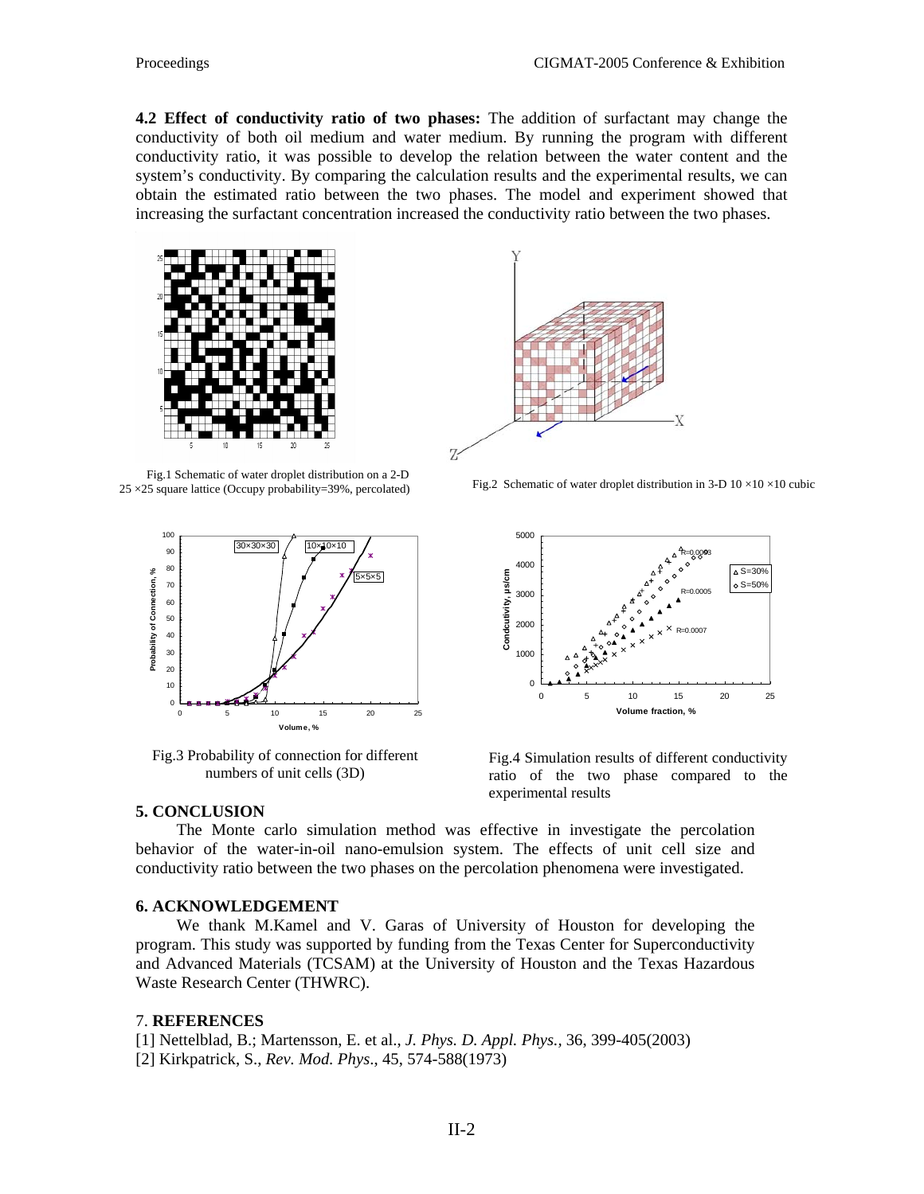**4.2 Effect of conductivity ratio of two phases:** The addition of surfactant may change the conductivity of both oil medium and water medium. By running the program with different conductivity ratio, it was possible to develop the relation between the water content and the system's conductivity. By comparing the calculation results and the experimental results, we can obtain the estimated ratio between the two phases. The model and experiment showed that increasing the surfactant concentration increased the conductivity ratio between the two phases.

Fig.1 Schematic of water droplet distribution on a 2-D 25 ×25 square lattice (Occupy probability=39%, percolated)

Fig.2 Schematic of water droplet distribution in 3-D 10 ×10 ×10 cubic

30×30×30
10×10×10
5×5×5
Probability of Connection, %
Volume, %

Fig.3 Probability of connection for different numbers of unit cells (3D)

R=0.0003
R=0.0005
R=0.0007
S=30%
S=50%
Condcutivity, μs/cm
Volume fraction, %

Fig.4 Simulation results of different conductivity ratio of the two phase compared to the experimental results

## 5. CONCLUSION

The Monte carlo simulation method was effective in investigate the percolation behavior of the water-in-oil nano-emulsion system. The effects of unit cell size and conductivity ratio between the two phases on the percolation phenomena were investigated.

## 6. ACKNOWLEDGEMENT

We thank M.Kamel and V. Garas of University of Houston for developing the program. This study was supported by funding from the Texas Center for Superconductivity and Advanced Materials (TCSAM) at the University of Houston and the Texas Hazardous Waste Research Center (THWRC).

## 7. REFERENCES

[1] Nettelblad, B.; Martensson, E. et al., *J. Phys. D. Appl. Phys.*, 36, 399-405(2003)
[2] Kirkpatrick, S., *Rev. Mod. Phys.*, 45, 574-588(1973)